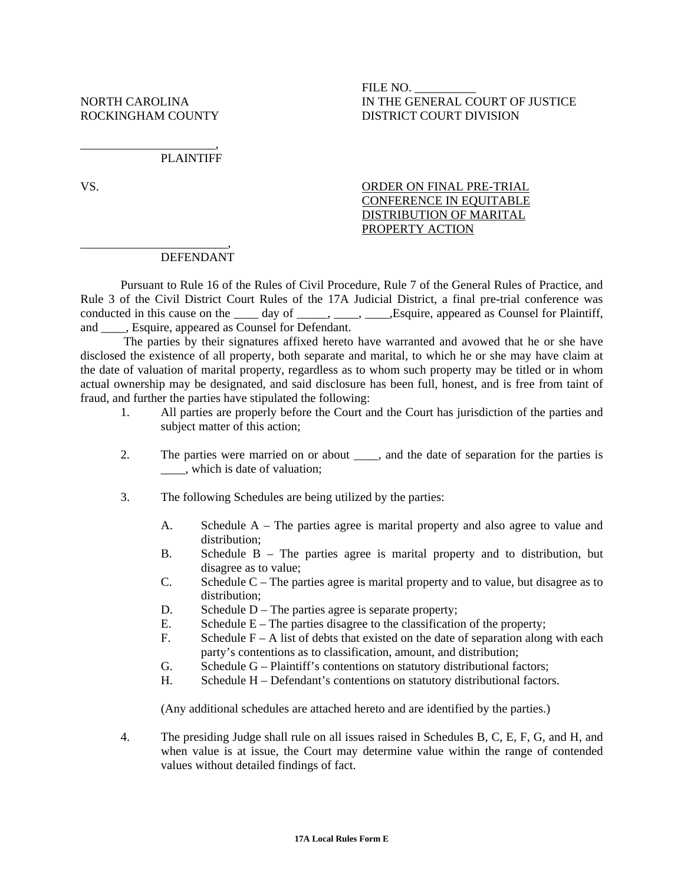NORTH CAROLINA
ROCKINGHAM COUNTY

FILE NO. __________
IN THE GENERAL COURT OF JUSTICE
DISTRICT COURT DIVISION

______________________,
PLAINTIFF

VS.

________________________,
DEFENDANT

ORDER ON FINAL PRE-TRIAL CONFERENCE IN EQUITABLE DISTRIBUTION OF MARITAL PROPERTY ACTION

Pursuant to Rule 16 of the Rules of Civil Procedure, Rule 7 of the General Rules of Practice, and Rule 3 of the Civil District Court Rules of the 17A Judicial District, a final pre-trial conference was conducted in this cause on the ____ day of _____, ____, ____,Esquire, appeared as Counsel for Plaintiff, and ____, Esquire, appeared as Counsel for Defendant.

The parties by their signatures affixed hereto have warranted and avowed that he or she have disclosed the existence of all property, both separate and marital, to which he or she may have claim at the date of valuation of marital property, regardless as to whom such property may be titled or in whom actual ownership may be designated, and said disclosure has been full, honest, and is free from taint of fraud, and further the parties have stipulated the following:

1. All parties are properly before the Court and the Court has jurisdiction of the parties and subject matter of this action;

2. The parties were married on or about ____, and the date of separation for the parties is ____, which is date of valuation;

3. The following Schedules are being utilized by the parties:

   A. Schedule A – The parties agree is marital property and also agree to value and distribution;
   B. Schedule B – The parties agree is marital property and to distribution, but disagree as to value;
   C. Schedule C – The parties agree is marital property and to value, but disagree as to distribution;
   D. Schedule D – The parties agree is separate property;
   E. Schedule E – The parties disagree to the classification of the property;
   F. Schedule F – A list of debts that existed on the date of separation along with each party's contentions as to classification, amount, and distribution;
   G. Schedule G – Plaintiff's contentions on statutory distributional factors;
   H. Schedule H – Defendant's contentions on statutory distributional factors.

   (Any additional schedules are attached hereto and are identified by the parties.)

4. The presiding Judge shall rule on all issues raised in Schedules B, C, E, F, G, and H, and when value is at issue, the Court may determine value within the range of contended values without detailed findings of fact.

**17A Local Rules Form E**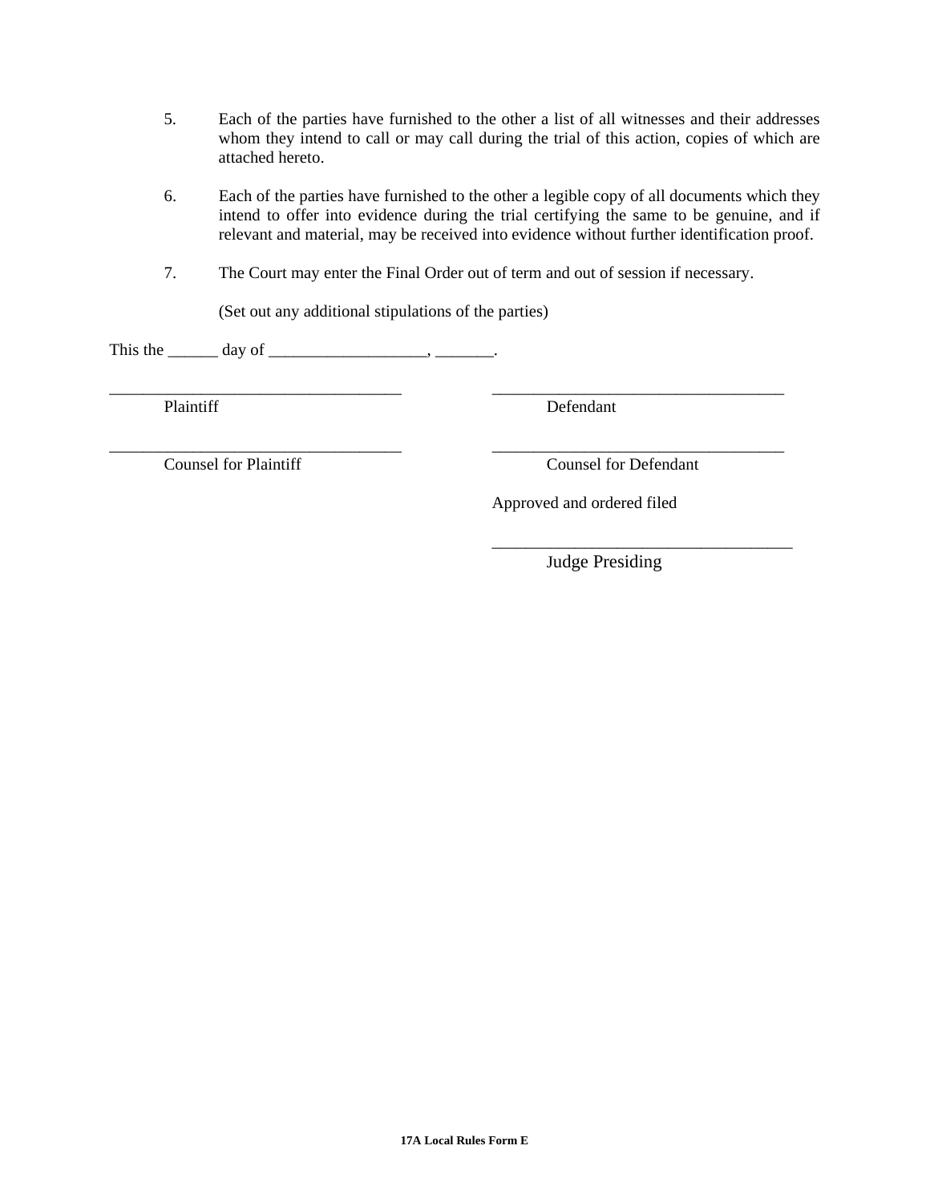5. Each of the parties have furnished to the other a list of all witnesses and their addresses whom they intend to call or may call during the trial of this action, copies of which are attached hereto.

6. Each of the parties have furnished to the other a legible copy of all documents which they intend to offer into evidence during the trial certifying the same to be genuine, and if relevant and material, may be received into evidence without further identification proof.

7. The Court may enter the Final Order out of term and out of session if necessary.

(Set out any additional stipulations of the parties)

This the ______ day of ___________________, _______.

___________________________________
Plaintiff

___________________________________
Defendant

___________________________________
Counsel for Plaintiff

___________________________________
Counsel for Defendant

Approved and ordered filed

___________________________________
Judge Presiding

**17A Local Rules Form E**